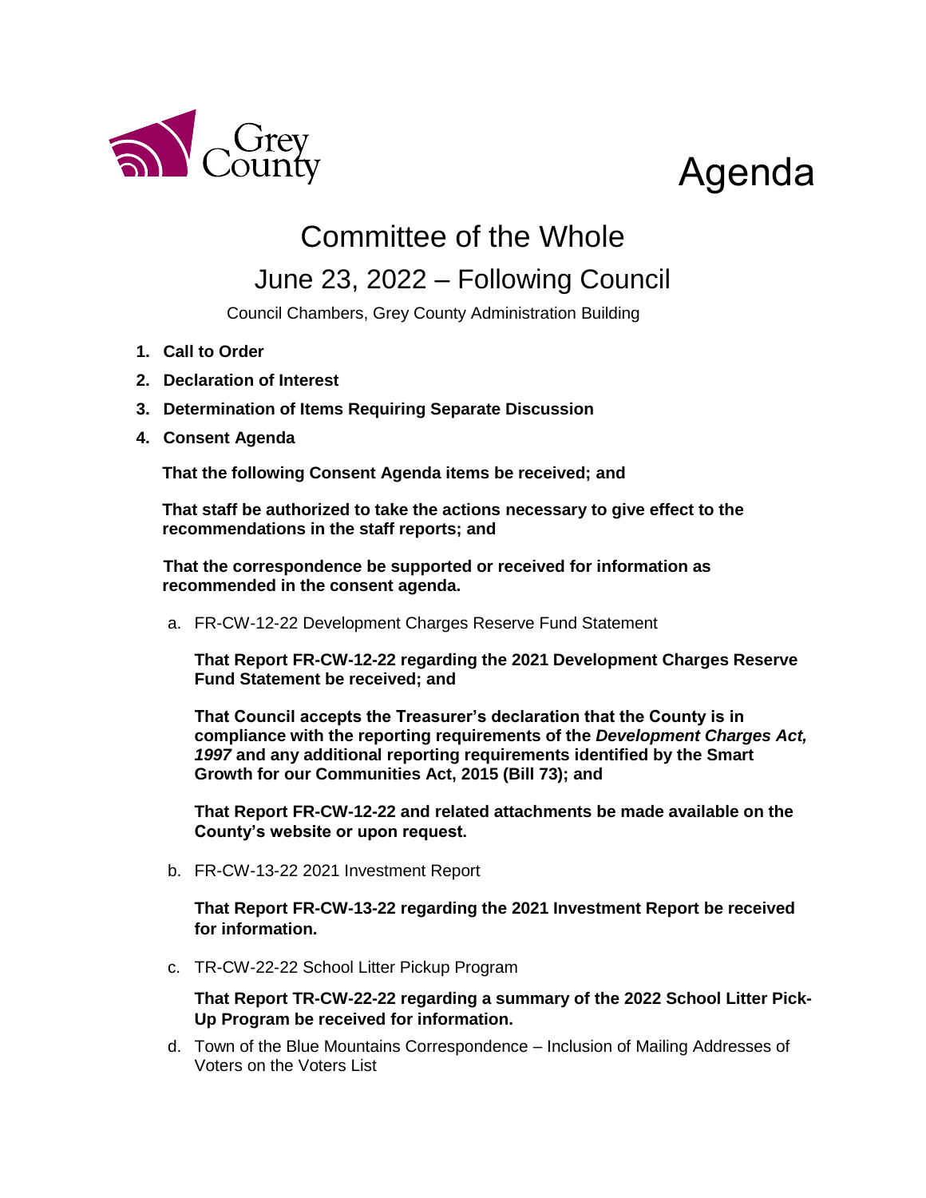Grey County

# Agenda

## Committee of the Whole

## June 23, 2022 – Following Council

Council Chambers, Grey County Administration Building

1. **Call to Order**
2. **Declaration of Interest**
3. **Determination of Items Requiring Separate Discussion**
4. **Consent Agenda**

   **That the following Consent Agenda items be received; and**

   **That staff be authorized to take the actions necessary to give effect to the recommendations in the staff reports; and**

   **That the correspondence be supported or received for information as recommended in the consent agenda.**

   a. FR-CW-12-22 Development Charges Reserve Fund Statement

      **That Report FR-CW-12-22 regarding the 2021 Development Charges Reserve Fund Statement be received; and**

      **That Council accepts the Treasurer's declaration that the County is in compliance with the reporting requirements of the *Development Charges Act, 1997* and any additional reporting requirements identified by the Smart Growth for our Communities Act, 2015 (Bill 73); and**

      **That Report FR-CW-12-22 and related attachments be made available on the County's website or upon request.**

   b. FR-CW-13-22 2021 Investment Report

      **That Report FR-CW-13-22 regarding the 2021 Investment Report be received for information.**

   c. TR-CW-22-22 School Litter Pickup Program

      **That Report TR-CW-22-22 regarding a summary of the 2022 School Litter Pick-Up Program be received for information.**

   d. Town of the Blue Mountains Correspondence – Inclusion of Mailing Addresses of Voters on the Voters List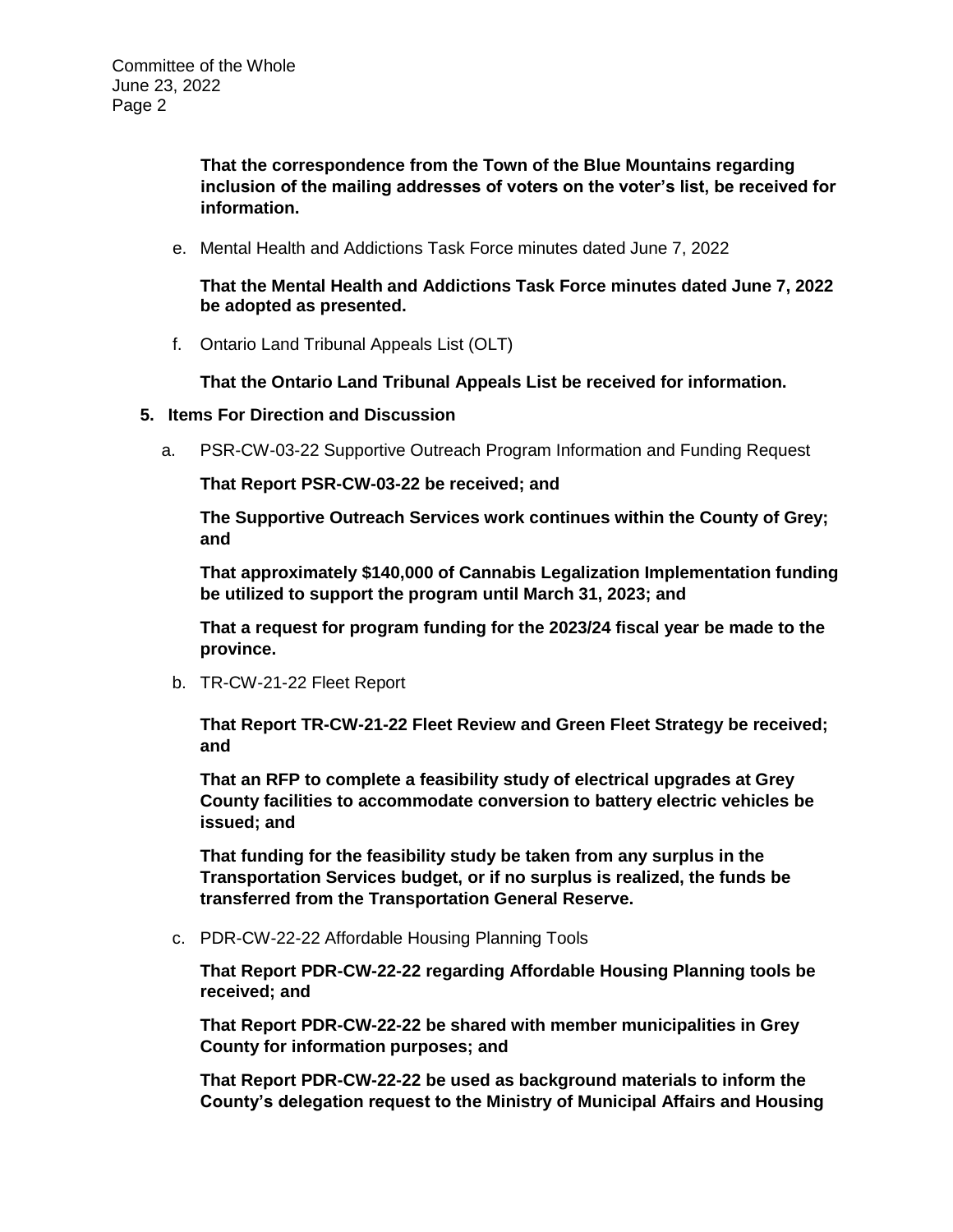**That the correspondence from the Town of the Blue Mountains regarding inclusion of the mailing addresses of voters on the voter's list, be received for information.**

e. Mental Health and Addictions Task Force minutes dated June 7, 2022

**That the Mental Health and Addictions Task Force minutes dated June 7, 2022 be adopted as presented.**

f. Ontario Land Tribunal Appeals List (OLT)

**That the Ontario Land Tribunal Appeals List be received for information.**

## 5. Items For Direction and Discussion

a. PSR-CW-03-22 Supportive Outreach Program Information and Funding Request

**That Report PSR-CW-03-22 be received; and**

**The Supportive Outreach Services work continues within the County of Grey; and**

**That approximately $140,000 of Cannabis Legalization Implementation funding be utilized to support the program until March 31, 2023; and**

**That a request for program funding for the 2023/24 fiscal year be made to the province.**

b. TR-CW-21-22 Fleet Report

**That Report TR-CW-21-22 Fleet Review and Green Fleet Strategy be received; and**

**That an RFP to complete a feasibility study of electrical upgrades at Grey County facilities to accommodate conversion to battery electric vehicles be issued; and**

**That funding for the feasibility study be taken from any surplus in the Transportation Services budget, or if no surplus is realized, the funds be transferred from the Transportation General Reserve.**

c. PDR-CW-22-22 Affordable Housing Planning Tools

**That Report PDR-CW-22-22 regarding Affordable Housing Planning tools be received; and**

**That Report PDR-CW-22-22 be shared with member municipalities in Grey County for information purposes; and**

**That Report PDR-CW-22-22 be used as background materials to inform the County's delegation request to the Ministry of Municipal Affairs and Housing**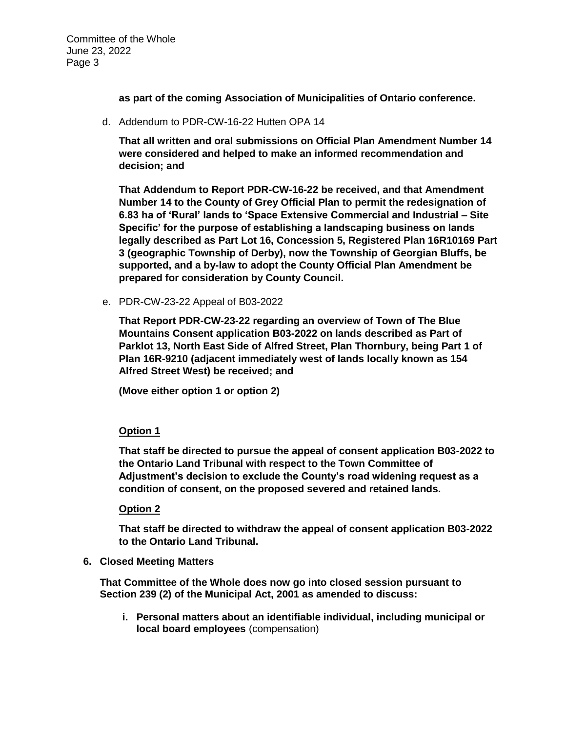**as part of the coming Association of Municipalities of Ontario conference.**

d. Addendum to PDR-CW-16-22 Hutten OPA 14

**That all written and oral submissions on Official Plan Amendment Number 14 were considered and helped to make an informed recommendation and decision; and**

**That Addendum to Report PDR-CW-16-22 be received, and that Amendment Number 14 to the County of Grey Official Plan to permit the redesignation of 6.83 ha of 'Rural' lands to 'Space Extensive Commercial and Industrial – Site Specific' for the purpose of establishing a landscaping business on lands legally described as Part Lot 16, Concession 5, Registered Plan 16R10169 Part 3 (geographic Township of Derby), now the Township of Georgian Bluffs, be supported, and a by-law to adopt the County Official Plan Amendment be prepared for consideration by County Council.**

e. PDR-CW-23-22 Appeal of B03-2022

**That Report PDR-CW-23-22 regarding an overview of Town of The Blue Mountains Consent application B03-2022 on lands described as Part of Parklot 13, North East Side of Alfred Street, Plan Thornbury, being Part 1 of Plan 16R-9210 (adjacent immediately west of lands locally known as 154 Alfred Street West) be received; and**

**(Move either option 1 or option 2)**

**Option 1**

**That staff be directed to pursue the appeal of consent application B03-2022 to the Ontario Land Tribunal with respect to the Town Committee of Adjustment's decision to exclude the County's road widening request as a condition of consent, on the proposed severed and retained lands.**

**Option 2**

**That staff be directed to withdraw the appeal of consent application B03-2022 to the Ontario Land Tribunal.**

**6. Closed Meeting Matters**

**That Committee of the Whole does now go into closed session pursuant to Section 239 (2) of the Municipal Act, 2001 as amended to discuss:**

i. **Personal matters about an identifiable individual, including municipal or local board employees** (compensation)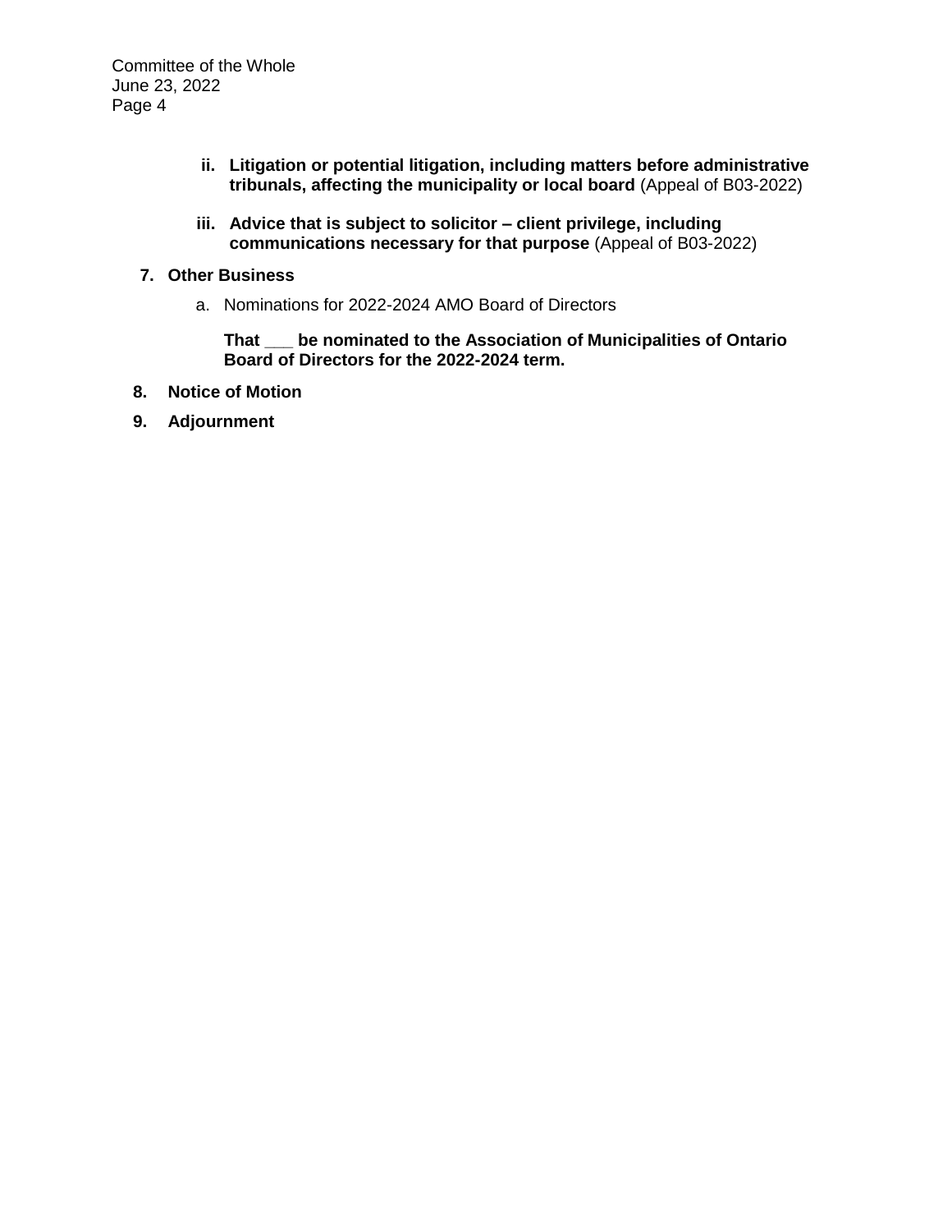ii. **Litigation or potential litigation, including matters before administrative tribunals, affecting the municipality or local board** (Appeal of B03-2022)

iii. **Advice that is subject to solicitor – client privilege, including communications necessary for that purpose** (Appeal of B03-2022)

7. **Other Business**

   a. Nominations for 2022-2024 AMO Board of Directors

      **That ___ be nominated to the Association of Municipalities of Ontario Board of Directors for the 2022-2024 term.**

8. **Notice of Motion**

9. **Adjournment**